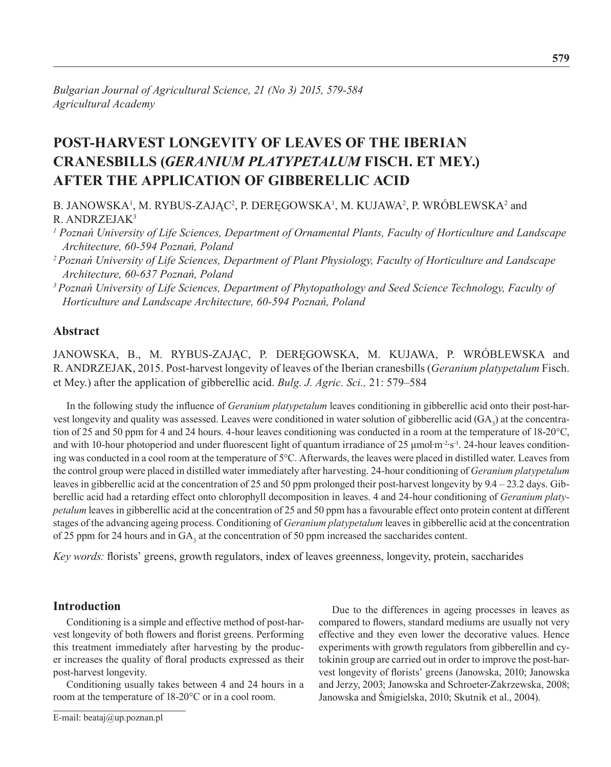*Bulgarian Journal of Agricultural Science, 21 (No 3) 2015, 579-584*
*Agricultural Academy*

# POST-HARVEST LONGEVITY OF LEAVES OF THE IBERIAN CRANESBILLS (*GERANIUM PLATYPETALUM* FISCH. ET MEY.) AFTER THE APPLICATION OF GIBBERELLIC ACID

B. JANOWSKA[1], M. RYBUS-ZAJĄC[2], P. DERĘGOWSKA[1], M. KUJAWA[2], P. WRÓBLEWSKA[2] and R. ANDRZEJAK[3]

[1] *Poznań University of Life Sciences, Department of Ornamental Plants, Faculty of Horticulture and Landscape Architecture, 60-594 Poznań, Poland*

[2] *Poznań University of Life Sciences, Department of Plant Physiology, Faculty of Horticulture and Landscape Architecture, 60-637 Poznań, Poland*

[3] *Poznań University of Life Sciences, Department of Phytopathology and Seed Science Technology, Faculty of Horticulture and Landscape Architecture, 60-594 Poznań, Poland*

## Abstract

JANOWSKA, B., M. RYBUS-ZAJĄC, P. DERĘGOWSKA, M. KUJAWA, P. WRÓBLEWSKA and R. ANDRZEJAK, 2015. Post-harvest longevity of leaves of the Iberian cranesbills (*Geranium platypetalum* Fisch. et Mey.) after the application of gibberellic acid. *Bulg. J. Agric. Sci.,* 21: 579–584

In the following study the influence of *Geranium platypetalum* leaves conditioning in gibberellic acid onto their post-harvest longevity and quality was assessed. Leaves were conditioned in water solution of gibberellic acid ($GA_3$) at the concentration of 25 and 50 ppm for 4 and 24 hours. 4-hour leaves conditioning was conducted in a room at the temperature of 18-20°C, and with 10-hour photoperiod and under fluorescent light of quantum irradiance of 25 $\mu mol \cdot m^{-2} \cdot s^{-1}$. 24-hour leaves conditioning was conducted in a cool room at the temperature of 5°C. Afterwards, the leaves were placed in distilled water. Leaves from the control group were placed in distilled water immediately after harvesting. 24-hour conditioning of *Geranium platypetalum* leaves in gibberellic acid at the concentration of 25 and 50 ppm prolonged their post-harvest longevity by 9.4 – 23.2 days. Gibberellic acid had a retarding effect onto chlorophyll decomposition in leaves. 4 and 24-hour conditioning of *Geranium platypetalum* leaves in gibberellic acid at the concentration of 25 and 50 ppm has a favourable effect onto protein content at different stages of the advancing ageing process. Conditioning of *Geranium platypetalum* leaves in gibberellic acid at the concentration of 25 ppm for 24 hours and in $GA_3$ at the concentration of 50 ppm increased the saccharides content.

*Key words:* florists' greens, growth regulators, index of leaves greenness, longevity, protein, saccharides

## Introduction

Conditioning is a simple and effective method of post-harvest longevity of both flowers and florist greens. Performing this treatment immediately after harvesting by the producer increases the quality of floral products expressed as their post-harvest longevity.

Conditioning usually takes between 4 and 24 hours in a room at the temperature of 18-20°C or in a cool room.

Due to the differences in ageing processes in leaves as compared to flowers, standard mediums are usually not very effective and they even lower the decorative values. Hence experiments with growth regulators from gibberellin and cytokinin group are carried out in order to improve the post-harvest longevity of florists' greens (Janowska, 2010; Janowska and Jerzy, 2003; Janowska and Schroeter-Zakrzewska, 2008; Janowska and Śmigielska, 2010; Skutnik et al., 2004).

E-mail: beataj@up.poznan.pl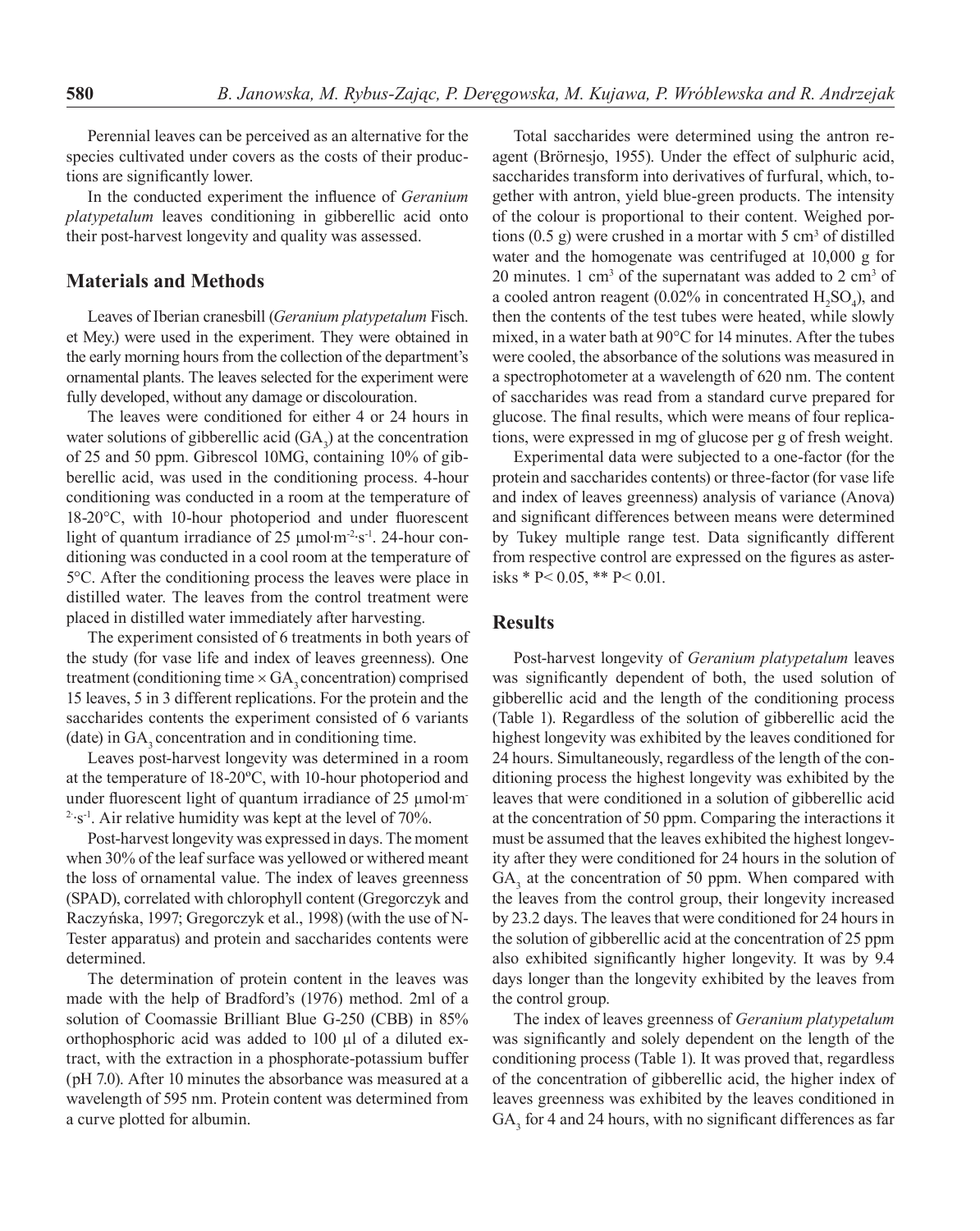Perennial leaves can be perceived as an alternative for the species cultivated under covers as the costs of their productions are significantly lower.

In the conducted experiment the influence of *Geranium platypetalum* leaves conditioning in gibberellic acid onto their post-harvest longevity and quality was assessed.

## Materials and Methods

Leaves of Iberian cranesbill (*Geranium platypetalum* Fisch. et Mey.) were used in the experiment. They were obtained in the early morning hours from the collection of the department's ornamental plants. The leaves selected for the experiment were fully developed, without any damage or discolouration.

The leaves were conditioned for either 4 or 24 hours in water solutions of gibberellic acid ($GA_3$) at the concentration of 25 and 50 ppm. Gibrescol 10MG, containing 10% of gibberellic acid, was used in the conditioning process. 4-hour conditioning was conducted in a room at the temperature of 18-20°C, with 10-hour photoperiod and under fluorescent light of quantum irradiance of 25 $\mu mol \cdot m^{-2} \cdot s^{-1}$. 24-hour conditioning was conducted in a cool room at the temperature of 5°C. After the conditioning process the leaves were place in distilled water. The leaves from the control treatment were placed in distilled water immediately after harvesting.

The experiment consisted of 6 treatments in both years of the study (for vase life and index of leaves greenness). One treatment (conditioning time × $GA_3$ concentration) comprised 15 leaves, 5 in 3 different replications. For the protein and the saccharides contents the experiment consisted of 6 variants (date) in $GA_3$ concentration and in conditioning time.

Leaves post-harvest longevity was determined in a room at the temperature of 18-20ºC, with 10-hour photoperiod and under fluorescent light of quantum irradiance of 25 $\mu mol \cdot m^{-2} \cdot s^{-1}$. Air relative humidity was kept at the level of 70%.

Post-harvest longevity was expressed in days. The moment when 30% of the leaf surface was yellowed or withered meant the loss of ornamental value. The index of leaves greenness (SPAD), correlated with chlorophyll content (Gregorczyk and Raczyńska, 1997; Gregorczyk et al., 1998) (with the use of N-Tester apparatus) and protein and saccharides contents were determined.

The determination of protein content in the leaves was made with the help of Bradford's (1976) method. 2ml of a solution of Coomassie Brilliant Blue G-250 (CBB) in 85% orthophosphoric acid was added to 100 µl of a diluted extract, with the extraction in a phosphorate-potassium buffer (pH 7.0). After 10 minutes the absorbance was measured at a wavelength of 595 nm. Protein content was determined from a curve plotted for albumin.

Total saccharides were determined using the antron reagent (Brörnesjo, 1955). Under the effect of sulphuric acid, saccharides transform into derivatives of furfural, which, together with antron, yield blue-green products. The intensity of the colour is proportional to their content. Weighed portions (0.5 g) were crushed in a mortar with 5 $cm^3$ of distilled water and the homogenate was centrifuged at 10,000 g for 20 minutes. 1 $cm^3$ of the supernatant was added to 2 $cm^3$ of a cooled antron reagent (0.02% in concentrated $H_2SO_4$), and then the contents of the test tubes were heated, while slowly mixed, in a water bath at 90°C for 14 minutes. After the tubes were cooled, the absorbance of the solutions was measured in a spectrophotometer at a wavelength of 620 nm. The content of saccharides was read from a standard curve prepared for glucose. The final results, which were means of four replications, were expressed in mg of glucose per g of fresh weight.

Experimental data were subjected to a one-factor (for the protein and saccharides contents) or three-factor (for vase life and index of leaves greenness) analysis of variance (Anova) and significant differences between means were determined by Tukey multiple range test. Data significantly different from respective control are expressed on the figures as asterisks * $P < 0.05$, ** $P < 0.01$.

## Results

Post-harvest longevity of *Geranium platypetalum* leaves was significantly dependent of both, the used solution of gibberellic acid and the length of the conditioning process (Table 1). Regardless of the solution of gibberellic acid the highest longevity was exhibited by the leaves conditioned for 24 hours. Simultaneously, regardless of the length of the conditioning process the highest longevity was exhibited by the leaves that were conditioned in a solution of gibberellic acid at the concentration of 50 ppm. Comparing the interactions it must be assumed that the leaves exhibited the highest longevity after they were conditioned for 24 hours in the solution of $GA_3$ at the concentration of 50 ppm. When compared with the leaves from the control group, their longevity increased by 23.2 days. The leaves that were conditioned for 24 hours in the solution of gibberellic acid at the concentration of 25 ppm also exhibited significantly higher longevity. It was by 9.4 days longer than the longevity exhibited by the leaves from the control group.

The index of leaves greenness of *Geranium platypetalum* was significantly and solely dependent on the length of the conditioning process (Table 1). It was proved that, regardless of the concentration of gibberellic acid, the higher index of leaves greenness was exhibited by the leaves conditioned in $GA_3$ for 4 and 24 hours, with no significant differences as far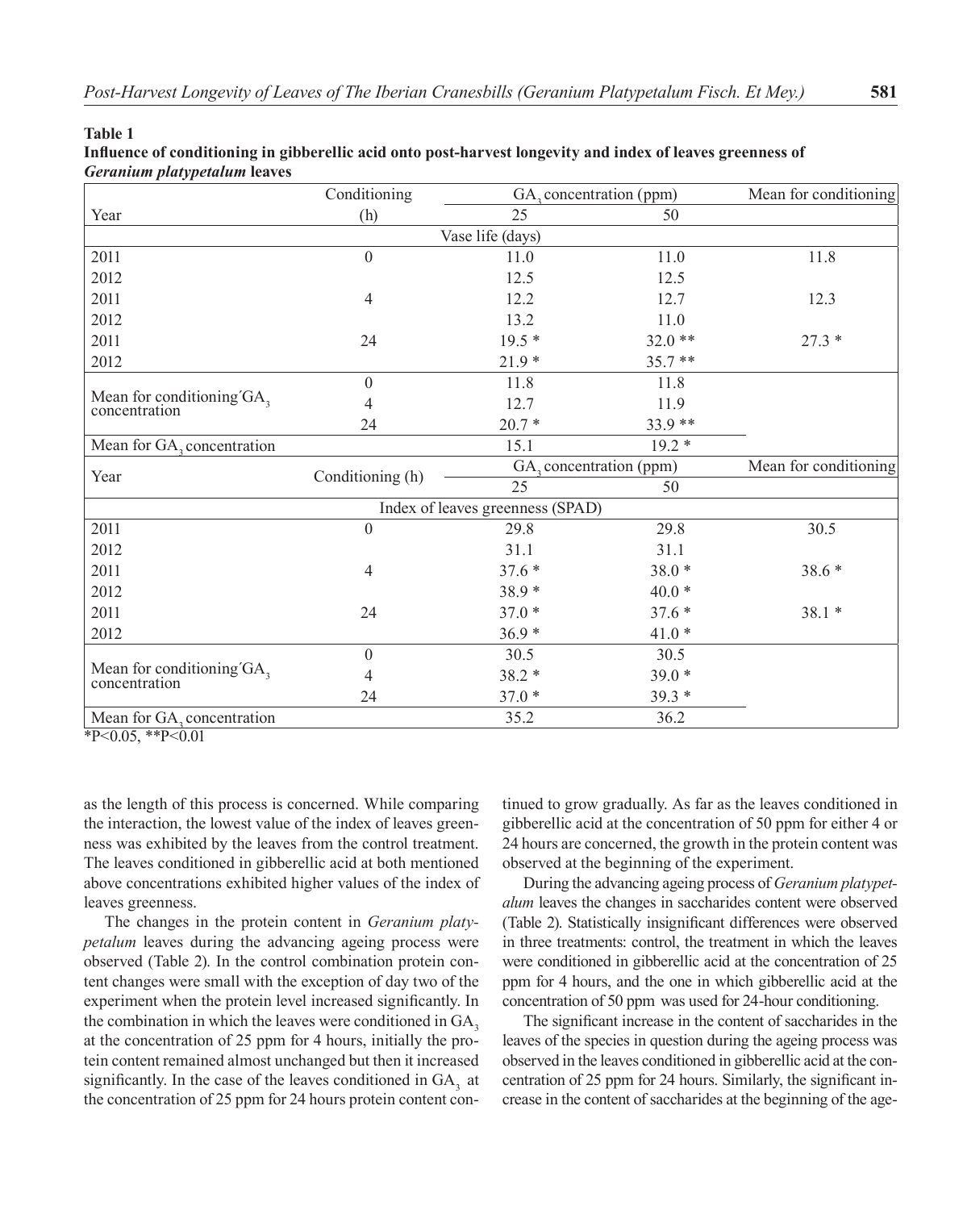**Table 1**
**Influence of conditioning in gibberellic acid onto post-harvest longevity and index of leaves greenness of *Geranium platypetalum* leaves**

| Year | Conditioning (h) | $GA_3$ concentration (ppm) | | Mean for conditioning |
|---|---|---|---|---|
| | | 25 | 50 | |
| | | Vase life (days) | | |
| 2011 | 0 | 11.0 | 11.0 | 11.8 |
| 2012 | | 12.5 | 12.5 | |
| 2011 | 4 | 12.2 | 12.7 | 12.3 |
| 2012 | | 13.2 | 11.0 | |
| 2011 | 24 | 19.5 * | 32.0 ** | 27.3 * |
| 2012 | | 21.9 * | 35.7 ** | |
| Mean for conditioning´$GA_3$ concentration | 0 | 11.8 | 11.8 | |
| | 4 | 12.7 | 11.9 | |
| | 24 | 20.7 * | 33.9 ** | |
| Mean for $GA_3$ concentration | | 15.1 | 19.2 * | |
| Year | Conditioning (h) | $GA_3$ concentration (ppm) | | Mean for conditioning |
| | | 25 | 50 | |
| | | Index of leaves greenness (SPAD) | | |
| 2011 | 0 | 29.8 | 29.8 | 30.5 |
| 2012 | | 31.1 | 31.1 | |
| 2011 | 4 | 37.6 * | 38.0 * | 38.6 * |
| 2012 | | 38.9 * | 40.0 * | |
| 2011 | 24 | 37.0 * | 37.6 * | 38.1 * |
| 2012 | | 36.9 * | 41.0 * | |
| Mean for conditioning´$GA_3$ concentration | 0 | 30.5 | 30.5 | |
| | 4 | 38.2 * | 39.0 * | |
| | 24 | 37.0 * | 39.3 * | |
| Mean for $GA_3$ concentration | | 35.2 | 36.2 | |

*$P<0.05$, **$P<0.01$

as the length of this process is concerned. While comparing the interaction, the lowest value of the index of leaves greenness was exhibited by the leaves from the control treatment. The leaves conditioned in gibberellic acid at both mentioned above concentrations exhibited higher values of the index of leaves greenness.

The changes in the protein content in *Geranium platypetalum* leaves during the advancing ageing process were observed (Table 2). In the control combination protein content changes were small with the exception of day two of the experiment when the protein level increased significantly. In the combination in which the leaves were conditioned in $GA_3$ at the concentration of 25 ppm for 4 hours, initially the protein content remained almost unchanged but then it increased significantly. In the case of the leaves conditioned in $GA_3$ at the concentration of 25 ppm for 24 hours protein content continued to grow gradually. As far as the leaves conditioned in gibberellic acid at the concentration of 50 ppm for either 4 or 24 hours are concerned, the growth in the protein content was observed at the beginning of the experiment.

During the advancing ageing process of *Geranium platypetalum* leaves the changes in saccharides content were observed (Table 2). Statistically insignificant differences were observed in three treatments: control, the treatment in which the leaves were conditioned in gibberellic acid at the concentration of 25 ppm for 4 hours, and the one in which gibberellic acid at the concentration of 50 ppm was used for 24-hour conditioning.

The significant increase in the content of saccharides in the leaves of the species in question during the ageing process was observed in the leaves conditioned in gibberellic acid at the concentration of 25 ppm for 24 hours. Similarly, the significant increase in the content of saccharides at the beginning of the age-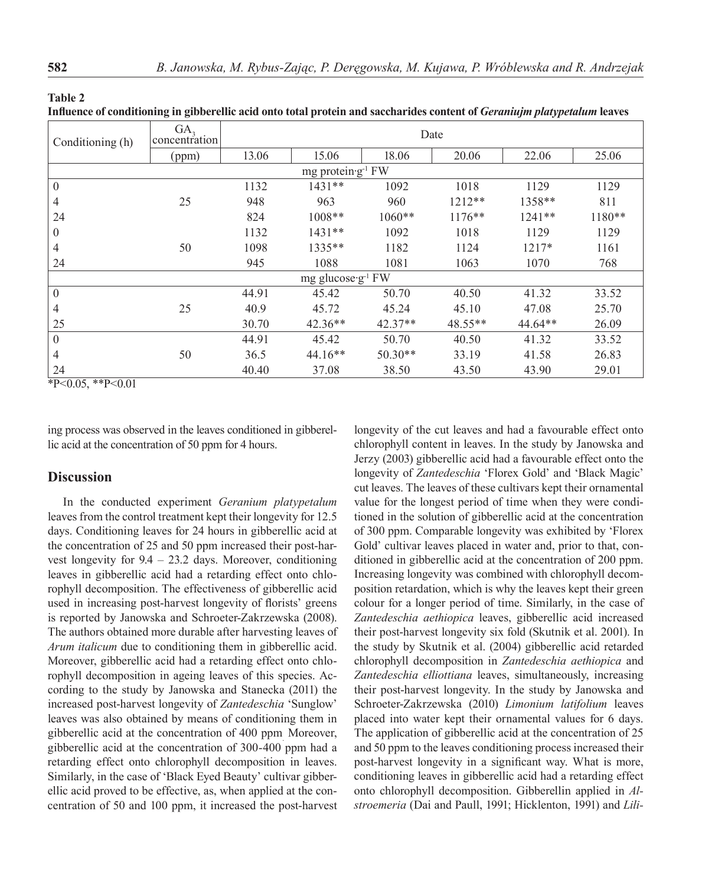**Table 2**

**Influence of conditioning in gibberellic acid onto total protein and saccharides content of *Geraniujm platypetalum* leaves**

| Conditioning (h) | $GA_3$ concentration | Date | | | | | |
|---|---|---|---|---|---|---|---|
| | (ppm) | 13.06 | 15.06 | 18.06 | 20.06 | 22.06 | 25.06 |
| | | mg protein·g$^{-1}$ FW | | | | | |
| 0 | | 1132 | 1431** | 1092 | 1018 | 1129 | 1129 |
| 4 | 25 | 948 | 963 | 960 | 1212** | 1358** | 811 |
| 24 | | 824 | 1008** | 1060** | 1176** | 1241** | 1180** |
| 0 | | 1132 | 1431** | 1092 | 1018 | 1129 | 1129 |
| 4 | 50 | 1098 | 1335** | 1182 | 1124 | 1217* | 1161 |
| 24 | | 945 | 1088 | 1081 | 1063 | 1070 | 768 |
| | | mg glucose·g$^{-1}$ FW | | | | | |
| 0 | | 44.91 | 45.42 | 50.70 | 40.50 | 41.32 | 33.52 |
| 4 | 25 | 40.9 | 45.72 | 45.24 | 45.10 | 47.08 | 25.70 |
| 25 | | 30.70 | 42.36** | 42.37** | 48.55** | 44.64** | 26.09 |
| 0 | | 44.91 | 45.42 | 50.70 | 40.50 | 41.32 | 33.52 |
| 4 | 50 | 36.5 | 44.16** | 50.30** | 33.19 | 41.58 | 26.83 |
| 24 | | 40.40 | 37.08 | 38.50 | 43.50 | 43.90 | 29.01 |

*P<0.05, **P<0.01

ing process was observed in the leaves conditioned in gibberellic acid at the concentration of 50 ppm for 4 hours.

## Discussion

In the conducted experiment *Geranium platypetalum* leaves from the control treatment kept their longevity for 12.5 days. Conditioning leaves for 24 hours in gibberellic acid at the concentration of 25 and 50 ppm increased their post-harvest longevity for 9.4 – 23.2 days. Moreover, conditioning leaves in gibberellic acid had a retarding effect onto chlorophyll decomposition. The effectiveness of gibberellic acid used in increasing post-harvest longevity of florists' greens is reported by Janowska and Schroeter-Zakrzewska (2008). The authors obtained more durable after harvesting leaves of *Arum italicum* due to conditioning them in gibberellic acid. Moreover, gibberellic acid had a retarding effect onto chlorophyll decomposition in ageing leaves of this species. According to the study by Janowska and Stanecka (2011) the increased post-harvest longevity of *Zantedeschia* 'Sunglow' leaves was also obtained by means of conditioning them in gibberellic acid at the concentration of 400 ppm. Moreover, gibberellic acid at the concentration of 300-400 ppm had a retarding effect onto chlorophyll decomposition in leaves. Similarly, in the case of 'Black Eyed Beauty' cultivar gibberellic acid proved to be effective, as, when applied at the concentration of 50 and 100 ppm, it increased the post-harvest longevity of the cut leaves and had a favourable effect onto chlorophyll content in leaves. In the study by Janowska and Jerzy (2003) gibberellic acid had a favourable effect onto the longevity of *Zantedeschia* 'Florex Gold' and 'Black Magic' cut leaves. The leaves of these cultivars kept their ornamental value for the longest period of time when they were conditioned in the solution of gibberellic acid at the concentration of 300 ppm. Comparable longevity was exhibited by 'Florex Gold' cultivar leaves placed in water and, prior to that, conditioned in gibberellic acid at the concentration of 200 ppm. Increasing longevity was combined with chlorophyll decomposition retardation, which is why the leaves kept their green colour for a longer period of time. Similarly, in the case of *Zantedeschia aethiopica* leaves, gibberellic acid increased their post-harvest longevity six fold (Skutnik et al. 2001). In the study by Skutnik et al. (2004) gibberellic acid retarded chlorophyll decomposition in *Zantedeschia aethiopica* and *Zantedeschia elliottiana* leaves, simultaneously, increasing their post-harvest longevity. In the study by Janowska and Schroeter-Zakrzewska (2010) *Limonium latifolium* leaves placed into water kept their ornamental values for 6 days. The application of gibberellic acid at the concentration of 25 and 50 ppm to the leaves conditioning process increased their post-harvest longevity in a significant way. What is more, conditioning leaves in gibberellic acid had a retarding effect onto chlorophyll decomposition. Gibberellin applied in *Alstroemeria* (Dai and Paull, 1991; Hicklenton, 1991) and *Lili-*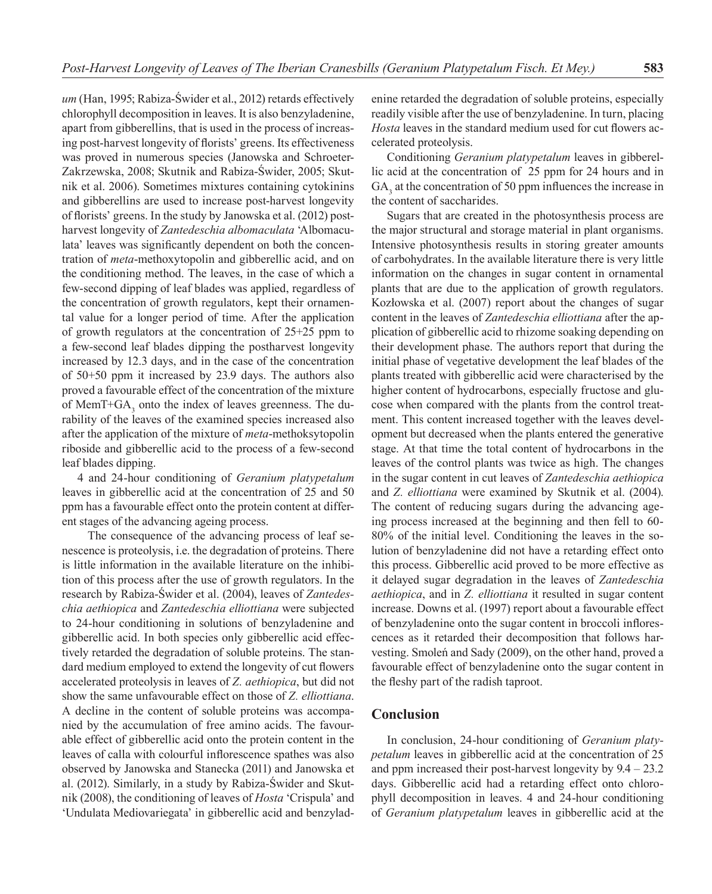*um* (Han, 1995; Rabiza-Świder et al., 2012) retards effectively chlorophyll decomposition in leaves. It is also benzyladenine, apart from gibberellins, that is used in the process of increasing post-harvest longevity of florists' greens. Its effectiveness was proved in numerous species (Janowska and Schroeter-Zakrzewska, 2008; Skutnik and Rabiza-Świder, 2005; Skutnik et al. 2006). Sometimes mixtures containing cytokinins and gibberellins are used to increase post-harvest longevity of florists' greens. In the study by Janowska et al. (2012) post-harvest longevity of *Zantedeschia albomaculata* 'Albomaculata' leaves was significantly dependent on both the concentration of *meta*-methoxytopolin and gibberellic acid, and on the conditioning method. The leaves, in the case of which a few-second dipping of leaf blades was applied, regardless of the concentration of growth regulators, kept their ornamental value for a longer period of time. After the application of growth regulators at the concentration of 25+25 ppm to a few-second leaf blades dipping the postharvest longevity increased by 12.3 days, and in the case of the concentration of 50+50 ppm it increased by 23.9 days. The authors also proved a favourable effect of the concentration of the mixture of MemT+$GA_3$ onto the index of leaves greenness. The durability of the leaves of the examined species increased also after the application of the mixture of *meta*-methoksytopolin riboside and gibberellic acid to the process of a few-second leaf blades dipping.

4 and 24-hour conditioning of *Geranium platypetalum* leaves in gibberellic acid at the concentration of 25 and 50 ppm has a favourable effect onto the protein content at different stages of the advancing ageing process.

The consequence of the advancing process of leaf senescence is proteolysis, i.e. the degradation of proteins. There is little information in the available literature on the inhibition of this process after the use of growth regulators. In the research by Rabiza-Świder et al. (2004), leaves of *Zantedeschia aethiopica* and *Zantedeschia elliottiana* were subjected to 24-hour conditioning in solutions of benzyladenine and gibberellic acid. In both species only gibberellic acid effectively retarded the degradation of soluble proteins. The standard medium employed to extend the longevity of cut flowers accelerated proteolysis in leaves of *Z. aethiopica*, but did not show the same unfavourable effect on those of *Z. elliottiana*. A decline in the content of soluble proteins was accompanied by the accumulation of free amino acids. The favourable effect of gibberellic acid onto the protein content in the leaves of calla with colourful inflorescence spathes was also observed by Janowska and Stanecka (2011) and Janowska et al. (2012). Similarly, in a study by Rabiza-Świder and Skutnik (2008), the conditioning of leaves of *Hosta* 'Crispula' and 'Undulata Mediovariegata' in gibberellic acid and benzyladenine retarded the degradation of soluble proteins, especially readily visible after the use of benzyladenine. In turn, placing *Hosta* leaves in the standard medium used for cut flowers accelerated proteolysis.

Conditioning *Geranium platypetalum* leaves in gibberellic acid at the concentration of 25 ppm for 24 hours and in $GA_3$ at the concentration of 50 ppm influences the increase in the content of saccharides.

Sugars that are created in the photosynthesis process are the major structural and storage material in plant organisms. Intensive photosynthesis results in storing greater amounts of carbohydrates. In the available literature there is very little information on the changes in sugar content in ornamental plants that are due to the application of growth regulators. Kozłowska et al. (2007) report about the changes of sugar content in the leaves of *Zantedeschia elliottiana* after the application of gibberellic acid to rhizome soaking depending on their development phase. The authors report that during the initial phase of vegetative development the leaf blades of the plants treated with gibberellic acid were characterised by the higher content of hydrocarbons, especially fructose and glucose when compared with the plants from the control treatment. This content increased together with the leaves development but decreased when the plants entered the generative stage. At that time the total content of hydrocarbons in the leaves of the control plants was twice as high. The changes in the sugar content in cut leaves of *Zantedeschia aethiopica* and *Z. elliottiana* were examined by Skutnik et al. (2004). The content of reducing sugars during the advancing ageing process increased at the beginning and then fell to 60-80% of the initial level. Conditioning the leaves in the solution of benzyladenine did not have a retarding effect onto this process. Gibberellic acid proved to be more effective as it delayed sugar degradation in the leaves of *Zantedeschia aethiopica*, and in *Z. elliottiana* it resulted in sugar content increase. Downs et al. (1997) report about a favourable effect of benzyladenine onto the sugar content in broccoli inflorescences as it retarded their decomposition that follows harvesting. Smoleń and Sady (2009), on the other hand, proved a favourable effect of benzyladenine onto the sugar content in the fleshy part of the radish taproot.

## Conclusion

In conclusion, 24-hour conditioning of *Geranium platypetalum* leaves in gibberellic acid at the concentration of 25 and ppm increased their post-harvest longevity by 9.4 – 23.2 days. Gibberellic acid had a retarding effect onto chlorophyll decomposition in leaves. 4 and 24-hour conditioning of *Geranium platypetalum* leaves in gibberellic acid at the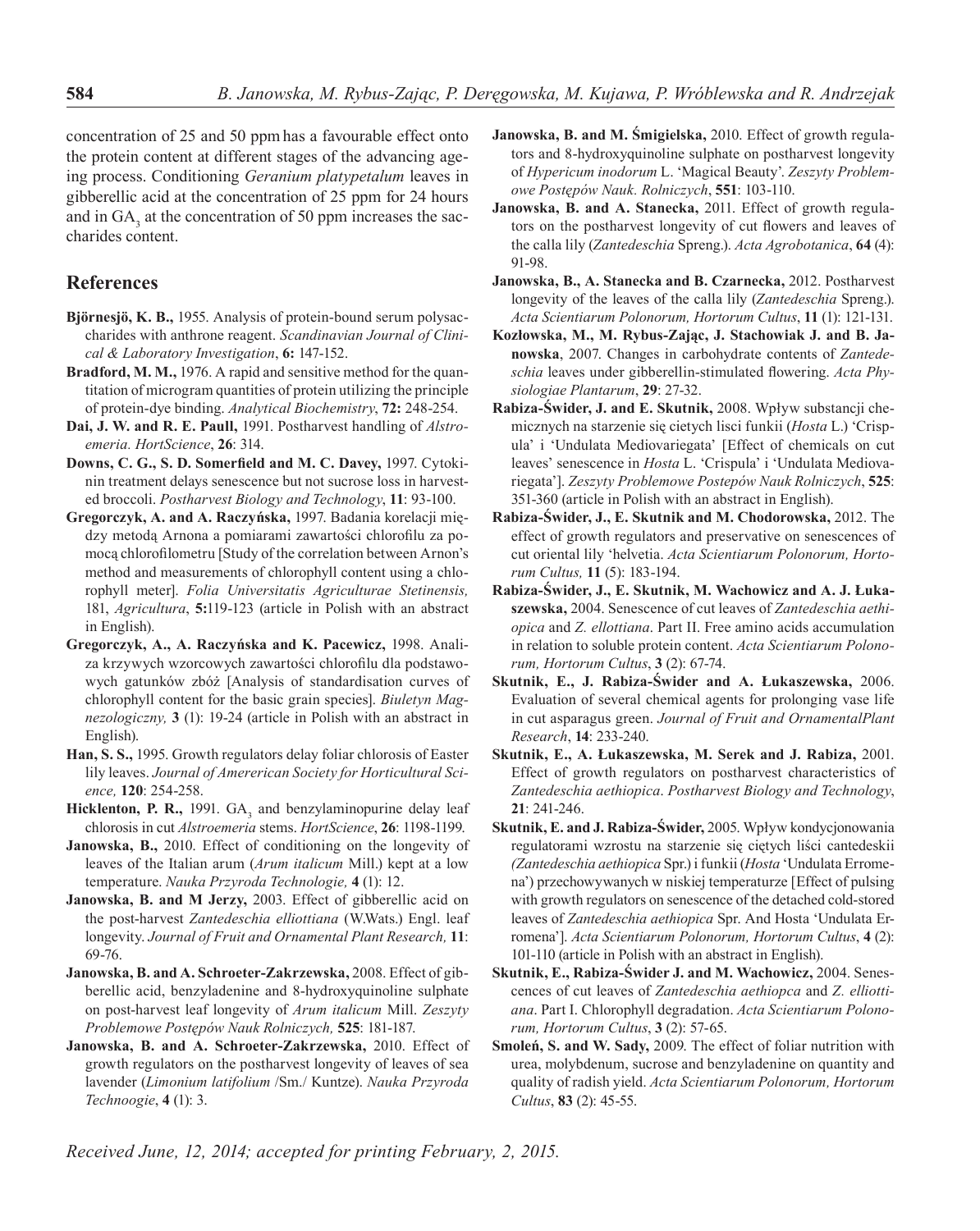concentration of 25 and 50 ppm has a favourable effect onto the protein content at different stages of the advancing ageing process. Conditioning *Geranium platypetalum* leaves in gibberellic acid at the concentration of 25 ppm for 24 hours and in $GA_3$ at the concentration of 50 ppm increases the saccharides content.

## References

**Björnesjö, K. B.,** 1955. Analysis of protein-bound serum polysaccharides with anthrone reagent. *Scandinavian Journal of Clinical & Laboratory Investigation*, **6:** 147-152.

**Bradford, M. M.,** 1976. A rapid and sensitive method for the quantitation of microgram quantities of protein utilizing the principle of protein-dye binding. *Analytical Biochemistry*, **72:** 248-254.

**Dai, J. W. and R. E. Paull,** 1991. Postharvest handling of *Alstroemeria. HortScience*, **26**: 314.

**Downs, C. G., S. D. Somerfield and M. C. Davey,** 1997. Cytokinin treatment delays senescence but not sucrose loss in harvested broccoli. *Postharvest Biology and Technology*, **11**: 93-100.

**Gregorczyk, A. and A. Raczyńska,** 1997. Badania korelacji między metodą Arnona a pomiarami zawartości chlorofilu za pomocą chlorofilometru [Study of the correlation between Arnon's method and measurements of chlorophyll content using a chlorophyll meter]. *Folia Universitatis Agriculturae Stetinensis,* 181, *Agricultura*, **5:**119-123 (article in Polish with an abstract in English).

**Gregorczyk, A., A. Raczyńska and K. Pacewicz,** 1998. Analiza krzywych wzorcowych zawartości chlorofilu dla podstawowych gatunków zbóż [Analysis of standardisation curves of chlorophyll content for the basic grain species]. *Biuletyn Magnezologiczny,* **3** (1): 19-24 (article in Polish with an abstract in English).

**Han, S. S.,** 1995. Growth regulators delay foliar chlorosis of Easter lily leaves. *Journal of Amererican Society for Horticultural Science,* **120**: 254-258.

**Hicklenton, P. R.,** 1991. $GA_3$ and benzylaminopurine delay leaf chlorosis in cut *Alstroemeria* stems. *HortScience*, **26**: 1198-1199.

**Janowska, B.,** 2010. Effect of conditioning on the longevity of leaves of the Italian arum (*Arum italicum* Mill.) kept at a low temperature. *Nauka Przyroda Technologie,* **4** (1): 12.

**Janowska, B. and M Jerzy,** 2003. Effect of gibberellic acid on the post-harvest *Zantedeschia elliottiana* (W.Wats.) Engl. leaf longevity. *Journal of Fruit and Ornamental Plant Research,* **11**: 69-76.

**Janowska, B. and A. Schroeter-Zakrzewska,** 2008. Effect of gibberellic acid, benzyladenine and 8-hydroxyquinoline sulphate on post-harvest leaf longevity of *Arum italicum* Mill. *Zeszyty Problemowe Postępów Nauk Rolniczych,* **525**: 181-187.

**Janowska, B. and A. Schroeter-Zakrzewska,** 2010. Effect of growth regulators on the postharvest longevity of leaves of sea lavender (*Limonium latifolium* /Sm./ Kuntze). *Nauka Przyroda Technoogie*, **4** (1): 3.

**Janowska, B. and M. Śmigielska,** 2010. Effect of growth regulators and 8-hydroxyquinoline sulphate on postharvest longevity of *Hypericum inodorum* L. 'Magical Beauty'. *Zeszyty Problemowe Postępów Nauk. Rolniczych*, **551**: 103-110.

**Janowska, B. and A. Stanecka,** 2011. Effect of growth regulators on the postharvest longevity of cut flowers and leaves of the calla lily (*Zantedeschia* Spreng.). *Acta Agrobotanica*, **64** (4): 91-98.

**Janowska, B., A. Stanecka and B. Czarnecka,** 2012. Postharvest longevity of the leaves of the calla lily (*Zantedeschia* Spreng.). *Acta Scientiarum Polonorum, Hortorum Cultus*, **11** (1): 121-131.

**Kozłowska, M., M. Rybus-Zając, J. Stachowiak J. and B. Janowska**, 2007. Changes in carbohydrate contents of *Zantedeschia* leaves under gibberellin-stimulated flowering. *Acta Physiologiae Plantarum*, **29**: 27-32.

**Rabiza-Świder, J. and E. Skutnik,** 2008. Wpływ substancji chemicznych na starzenie się cietych lisci funkii (*Hosta* L.) 'Crispula' i 'Undulata Mediovariegata' [Effect of chemicals on cut leaves' senescence in *Hosta* L. 'Crispula' i 'Undulata Mediovariegata']. *Zeszyty Problemowe Postepów Nauk Rolniczych*, **525**: 351-360 (article in Polish with an abstract in English).

**Rabiza-Świder, J., E. Skutnik and M. Chodorowska,** 2012. The effect of growth regulators and preservative on senescences of cut oriental lily 'helvetia. *Acta Scientiarum Polonorum, Hortorum Cultus,* **11** (5): 183-194.

**Rabiza-Świder, J., E. Skutnik, M. Wachowicz and A. J. Łukaszewska,** 2004. Senescence of cut leaves of *Zantedeschia aethiopica* and *Z. ellottiana*. Part II. Free amino acids accumulation in relation to soluble protein content. *Acta Scientiarum Polonorum, Hortorum Cultus*, **3** (2): 67-74.

**Skutnik, E., J. Rabiza-Świder and A. Łukaszewska,** 2006. Evaluation of several chemical agents for prolonging vase life in cut asparagus green. *Journal of Fruit and OrnamentalPlant Research*, **14**: 233-240.

**Skutnik, E., A. Łukaszewska, M. Serek and J. Rabiza,** 2001. Effect of growth regulators on postharvest characteristics of *Zantedeschia aethiopica*. *Postharvest Biology and Technology*, **21**: 241-246.

**Skutnik, E. and J. Rabiza-Świder,** 2005. Wpływ kondycjonowania regulatorami wzrostu na starzenie się ciętych liści cantedeskii *(Zantedeschia aethiopica* Spr.) i funkii (*Hosta* 'Undulata Erromena') przechowywanych w niskiej temperaturze [Effect of pulsing with growth regulators on senescence of the detached cold-stored leaves of *Zantedeschia aethiopica* Spr. And Hosta 'Undulata Erromena']. *Acta Scientiarum Polonorum, Hortorum Cultus*, **4** (2): 101-110 (article in Polish with an abstract in English).

**Skutnik, E., Rabiza-Świder J. and M. Wachowicz,** 2004. Senescences of cut leaves of *Zantedeschia aethiopca* and *Z. elliottiana*. Part I. Chlorophyll degradation. *Acta Scientiarum Polonorum, Hortorum Cultus*, **3** (2): 57-65.

**Smoleń, S. and W. Sady,** 2009. The effect of foliar nutrition with urea, molybdenum, sucrose and benzyladenine on quantity and quality of radish yield. *Acta Scientiarum Polonorum, Hortorum Cultus*, **83** (2): 45-55.

*Received June, 12, 2014; accepted for printing February, 2, 2015.*